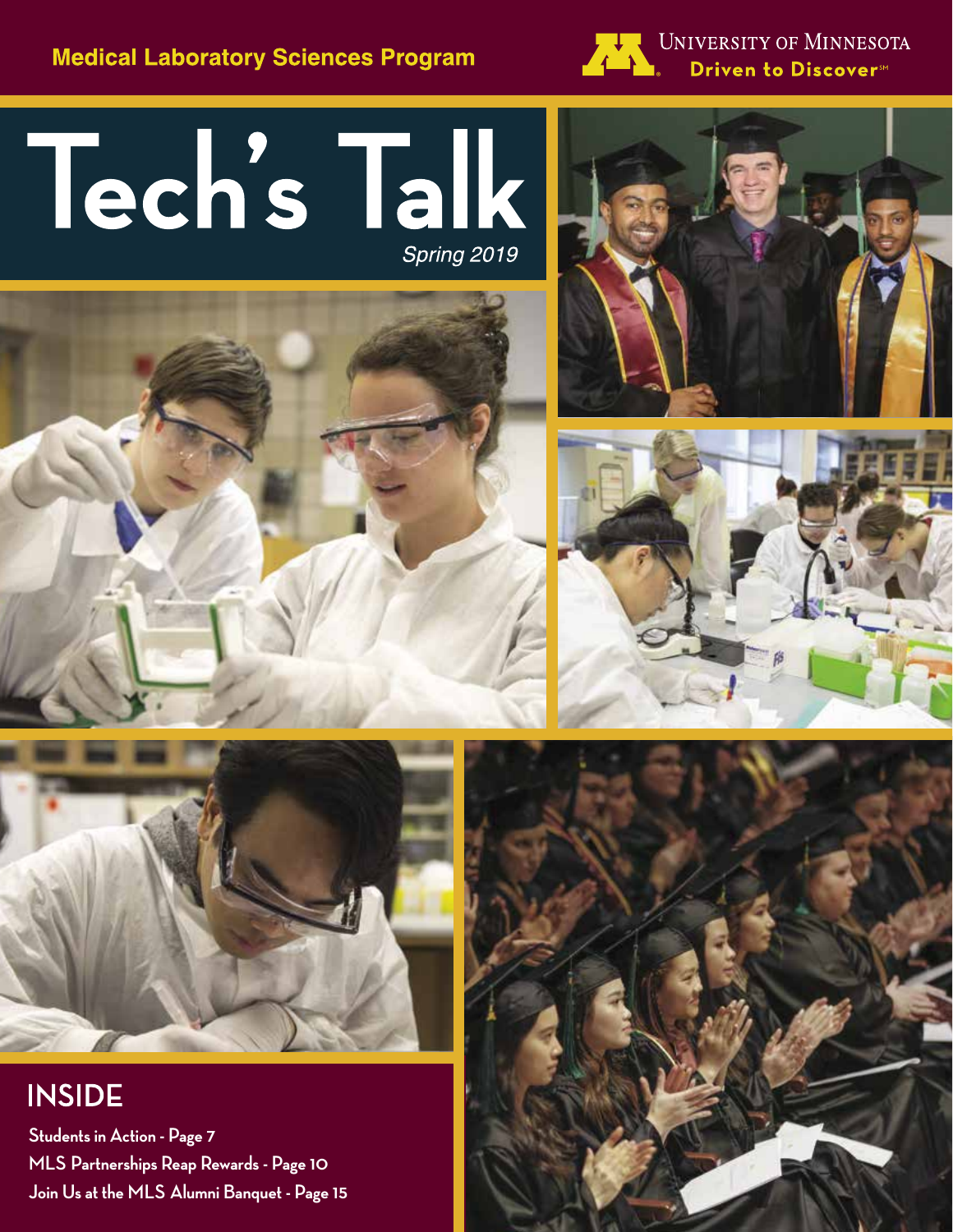Medical Laboratory Sciences Program

University of Minnesota

Driven to Discover

# Tech's Talk

*Spring 2019*

## INSIDE

**Students in Action - Page 7**

**MLS Partnerships Reap Rewards - Page 10**

**Join Us at the MLS Alumni Banquet - Page 15**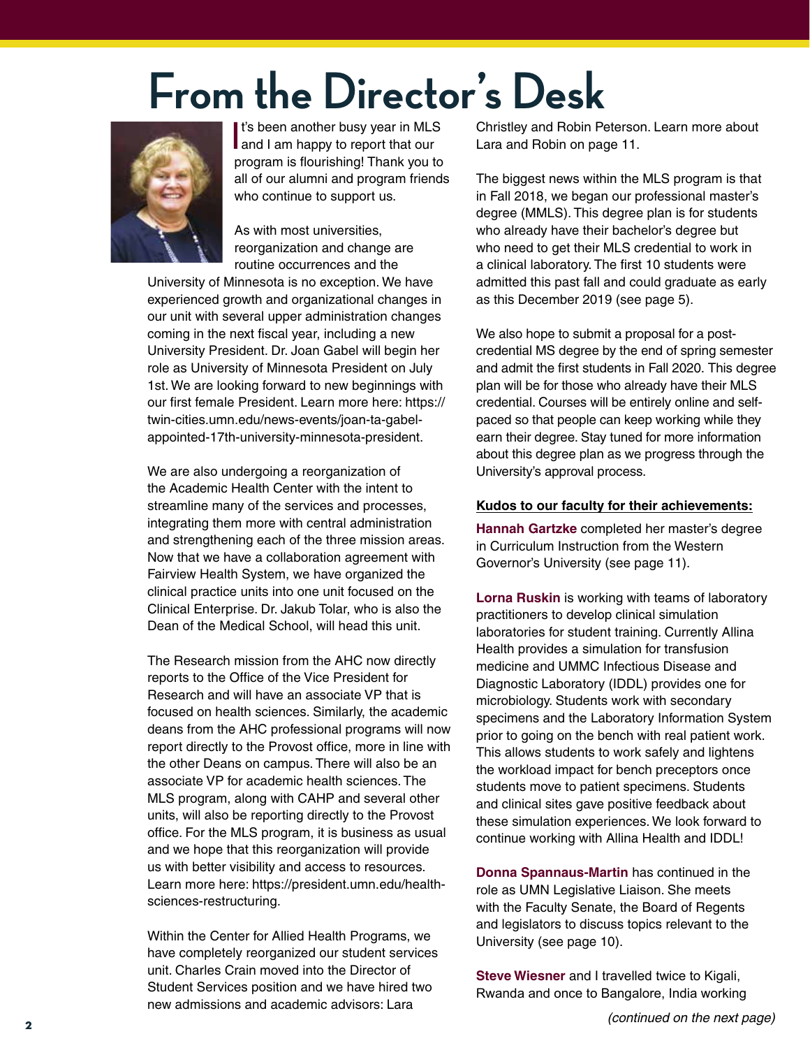# From the Director's Desk

It's been another busy year in MLS and I am happy to report that our program is flourishing! Thank you to all of our alumni and program friends who continue to support us.

As with most universities, reorganization and change are routine occurrences and the University of Minnesota is no exception. We have experienced growth and organizational changes in our unit with several upper administration changes coming in the next fiscal year, including a new University President. Dr. Joan Gabel will begin her role as University of Minnesota President on July 1st. We are looking forward to new beginnings with our first female President. Learn more here: https://twin-cities.umn.edu/news-events/joan-ta-gabel-appointed-17th-university-minnesota-president.

We are also undergoing a reorganization of the Academic Health Center with the intent to streamline many of the services and processes, integrating them more with central administration and strengthening each of the three mission areas. Now that we have a collaboration agreement with Fairview Health System, we have organized the clinical practice units into one unit focused on the Clinical Enterprise. Dr. Jakub Tolar, who is also the Dean of the Medical School, will head this unit.

The Research mission from the AHC now directly reports to the Office of the Vice President for Research and will have an associate VP that is focused on health sciences. Similarly, the academic deans from the AHC professional programs will now report directly to the Provost office, more in line with the other Deans on campus. There will also be an associate VP for academic health sciences. The MLS program, along with CAHP and several other units, will also be reporting directly to the Provost office. For the MLS program, it is business as usual and we hope that this reorganization will provide us with better visibility and access to resources. Learn more here: https://president.umn.edu/health-sciences-restructuring.

Within the Center for Allied Health Programs, we have completely reorganized our student services unit. Charles Crain moved into the Director of Student Services position and we have hired two new admissions and academic advisors: Lara Christley and Robin Peterson. Learn more about Lara and Robin on page 11.

The biggest news within the MLS program is that in Fall 2018, we began our professional master's degree (MMLS). This degree plan is for students who already have their bachelor's degree but who need to get their MLS credential to work in a clinical laboratory. The first 10 students were admitted this past fall and could graduate as early as this December 2019 (see page 5).

We also hope to submit a proposal for a post-credential MS degree by the end of spring semester and admit the first students in Fall 2020. This degree plan will be for those who already have their MLS credential. Courses will be entirely online and self-paced so that people can keep working while they earn their degree. Stay tuned for more information about this degree plan as we progress through the University's approval process.

**Kudos to our faculty for their achievements:**

**Hannah Gartzke** completed her master's degree in Curriculum Instruction from the Western Governor's University (see page 11).

**Lorna Ruskin** is working with teams of laboratory practitioners to develop clinical simulation laboratories for student training. Currently Allina Health provides a simulation for transfusion medicine and UMMC Infectious Disease and Diagnostic Laboratory (IDDL) provides one for microbiology. Students work with secondary specimens and the Laboratory Information System prior to going on the bench with real patient work. This allows students to work safely and lightens the workload impact for bench preceptors once students move to patient specimens. Students and clinical sites gave positive feedback about these simulation experiences. We look forward to continue working with Allina Health and IDDL!

**Donna Spannaus-Martin** has continued in the role as UMN Legislative Liaison. She meets with the Faculty Senate, the Board of Regents and legislators to discuss topics relevant to the University (see page 10).

**Steve Wiesner** and I travelled twice to Kigali, Rwanda and once to Bangalore, India working

*(continued on the next page)*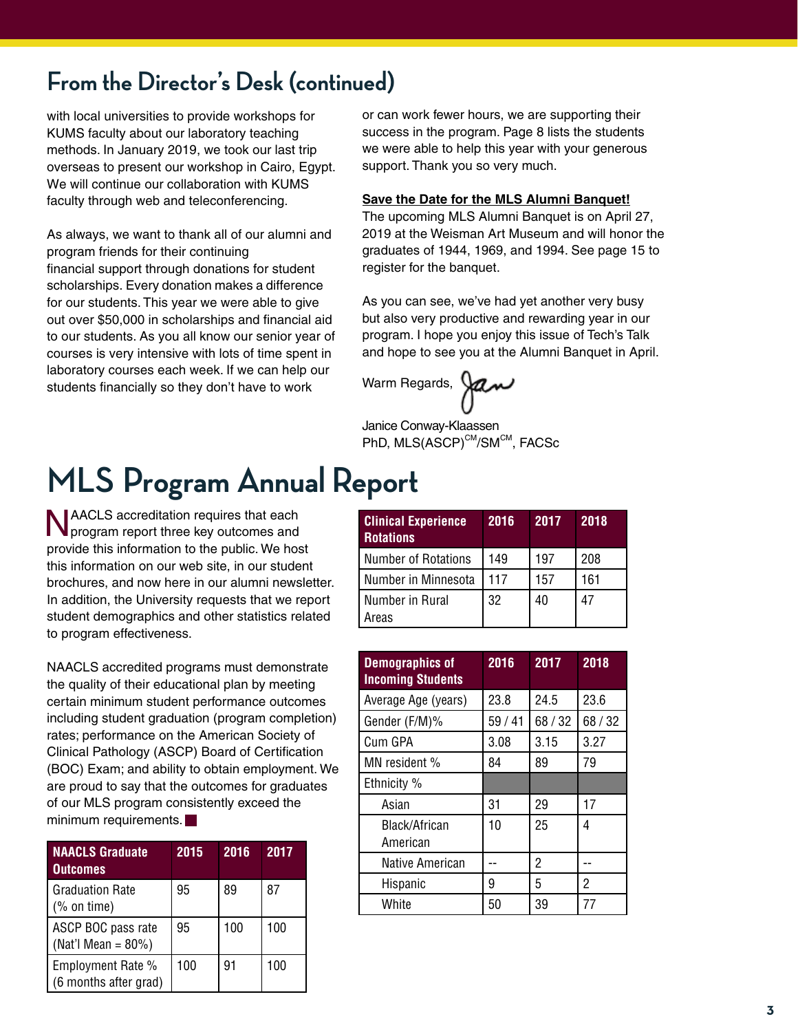## From the Director's Desk (continued)

with local universities to provide workshops for KUMS faculty about our laboratory teaching methods. In January 2019, we took our last trip overseas to present our workshop in Cairo, Egypt. We will continue our collaboration with KUMS faculty through web and teleconferencing.

As always, we want to thank all of our alumni and program friends for their continuing financial support through donations for student scholarships. Every donation makes a difference for our students. This year we were able to give out over $50,000 in scholarships and financial aid to our students. As you all know our senior year of courses is very intensive with lots of time spent in laboratory courses each week. If we can help our students financially so they don't have to work or can work fewer hours, we are supporting their success in the program. Page 8 lists the students we were able to help this year with your generous support. Thank you so very much.

**Save the Date for the MLS Alumni Banquet!**
The upcoming MLS Alumni Banquet is on April 27, 2019 at the Weisman Art Museum and will honor the graduates of 1944, 1969, and 1994. See page 15 to register for the banquet.

As you can see, we've had yet another very busy but also very productive and rewarding year in our program. I hope you enjoy this issue of Tech's Talk and hope to see you at the Alumni Banquet in April.

Warm Regards,

Janice Conway-Klaassen
PhD, MLS(ASCP)[CM]/SM[CM], FACSc

# MLS Program Annual Report

NAACLS accreditation requires that each program report three key outcomes and provide this information to the public. We host this information on our web site, in our student brochures, and now here in our alumni newsletter. In addition, the University requests that we report student demographics and other statistics related to program effectiveness.

NAACLS accredited programs must demonstrate the quality of their educational plan by meeting certain minimum student performance outcomes including student graduation (program completion) rates; performance on the American Society of Clinical Pathology (ASCP) Board of Certification (BOC) Exam; and ability to obtain employment. We are proud to say that the outcomes for graduates of our MLS program consistently exceed the minimum requirements.

| NAACLS Graduate Outcomes | 2015 | 2016 | 2017 |
|---|---|---|---|
| Graduation Rate (% on time) | 95 | 89 | 87 |
| ASCP BOC pass rate (Nat'l Mean = 80%) | 95 | 100 | 100 |
| Employment Rate % (6 months after grad) | 100 | 91 | 100 |

| Clinical Experience Rotations | 2016 | 2017 | 2018 |
|---|---|---|---|
| Number of Rotations | 149 | 197 | 208 |
| Number in Minnesota | 117 | 157 | 161 |
| Number in Rural Areas | 32 | 40 | 47 |

| Demographics of Incoming Students | 2016 | 2017 | 2018 |
|---|---|---|---|
| Average Age (years) | 23.8 | 24.5 | 23.6 |
| Gender (F/M)% | 59 / 41 | 68 / 32 | 68 / 32 |
| Cum GPA | 3.08 | 3.15 | 3.27 |
| MN resident % | 84 | 89 | 79 |
| Ethnicity % | | | |
| Asian | 31 | 29 | 17 |
| Black/African American | 10 | 25 | 4 |
| Native American | -- | 2 | -- |
| Hispanic | 9 | 5 | 2 |
| White | 50 | 39 | 77 |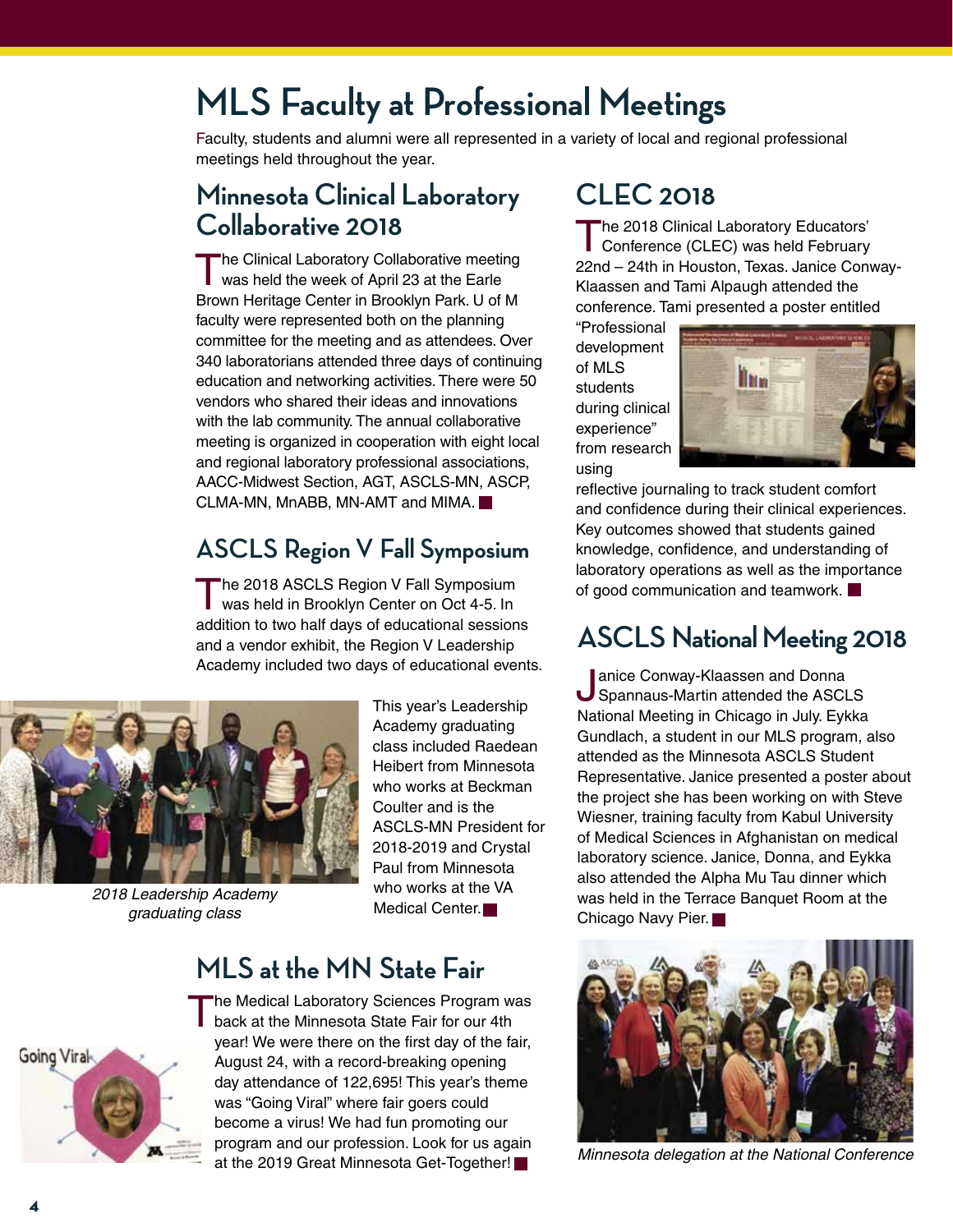# MLS Faculty at Professional Meetings

Faculty, students and alumni were all represented in a variety of local and regional professional meetings held throughout the year.

## Minnesota Clinical Laboratory Collaborative 2018

The Clinical Laboratory Collaborative meeting was held the week of April 23 at the Earle Brown Heritage Center in Brooklyn Park. U of M faculty were represented both on the planning committee for the meeting and as attendees. Over 340 laboratorians attended three days of continuing education and networking activities. There were 50 vendors who shared their ideas and innovations with the lab community. The annual collaborative meeting is organized in cooperation with eight local and regional laboratory professional associations, AACC-Midwest Section, AGT, ASCLS-MN, ASCP, CLMA-MN, MnABB, MN-AMT and MIMA.

## ASCLS Region V Fall Symposium

The 2018 ASCLS Region V Fall Symposium was held in Brooklyn Center on Oct 4-5. In addition to two half days of educational sessions and a vendor exhibit, the Region V Leadership Academy included two days of educational events.

*2018 Leadership Academy graduating class*

This year's Leadership Academy graduating class included Raedean Heibert from Minnesota who works at Beckman Coulter and is the ASCLS-MN President for 2018-2019 and Crystal Paul from Minnesota who works at the VA Medical Center.

## MLS at the MN State Fair

The Medical Laboratory Sciences Program was back at the Minnesota State Fair for our 4th year! We were there on the first day of the fair, August 24, with a record-breaking opening day attendance of 122,695! This year's theme was "Going Viral" where fair goers could become a virus! We had fun promoting our program and our profession. Look for us again at the 2019 Great Minnesota Get-Together!

## CLEC 2018

The 2018 Clinical Laboratory Educators' Conference (CLEC) was held February 22nd – 24th in Houston, Texas. Janice Conway-Klaassen and Tami Alpaugh attended the conference. Tami presented a poster entitled "Professional development of MLS students during clinical experience" from research using reflective journaling to track student comfort and confidence during their clinical experiences. Key outcomes showed that students gained knowledge, confidence, and understanding of laboratory operations as well as the importance of good communication and teamwork.

## ASCLS National Meeting 2018

Janice Conway-Klaassen and Donna Spannaus-Martin attended the ASCLS National Meeting in Chicago in July. Eykka Gundlach, a student in our MLS program, also attended as the Minnesota ASCLS Student Representative. Janice presented a poster about the project she has been working on with Steve Wiesner, training faculty from Kabul University of Medical Sciences in Afghanistan on medical laboratory science. Janice, Donna, and Eykka also attended the Alpha Mu Tau dinner which was held in the Terrace Banquet Room at the Chicago Navy Pier.

*Minnesota delegation at the National Conference*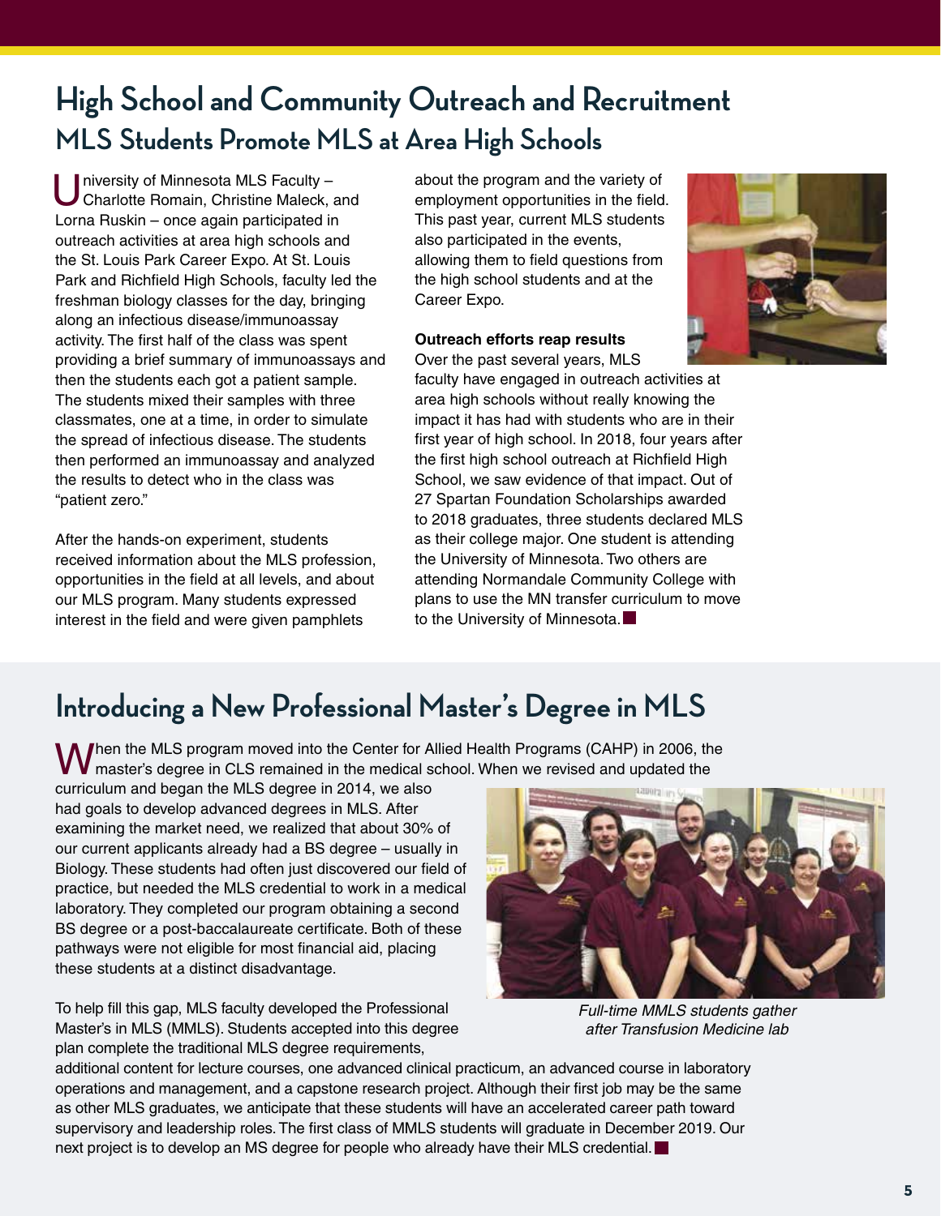# High School and Community Outreach and Recruitment

## MLS Students Promote MLS at Area High Schools

University of Minnesota MLS Faculty – Charlotte Romain, Christine Maleck, and Lorna Ruskin – once again participated in outreach activities at area high schools and the St. Louis Park Career Expo. At St. Louis Park and Richfield High Schools, faculty led the freshman biology classes for the day, bringing along an infectious disease/immunoassay activity. The first half of the class was spent providing a brief summary of immunoassays and then the students each got a patient sample. The students mixed their samples with three classmates, one at a time, in order to simulate the spread of infectious disease. The students then performed an immunoassay and analyzed the results to detect who in the class was "patient zero."

After the hands-on experiment, students received information about the MLS profession, opportunities in the field at all levels, and about our MLS program. Many students expressed interest in the field and were given pamphlets about the program and the variety of employment opportunities in the field. This past year, current MLS students also participated in the events, allowing them to field questions from the high school students and at the Career Expo.

**Outreach efforts reap results**

Over the past several years, MLS faculty have engaged in outreach activities at area high schools without really knowing the impact it has had with students who are in their first year of high school. In 2018, four years after the first high school outreach at Richfield High School, we saw evidence of that impact. Out of 27 Spartan Foundation Scholarships awarded to 2018 graduates, three students declared MLS as their college major. One student is attending the University of Minnesota. Two others are attending Normandale Community College with plans to use the MN transfer curriculum to move to the University of Minnesota.

# Introducing a New Professional Master's Degree in MLS

When the MLS program moved into the Center for Allied Health Programs (CAHP) in 2006, the master's degree in CLS remained in the medical school. When we revised and updated the curriculum and began the MLS degree in 2014, we also had goals to develop advanced degrees in MLS. After examining the market need, we realized that about 30% of our current applicants already had a BS degree – usually in Biology. These students had often just discovered our field of practice, but needed the MLS credential to work in a medical laboratory. They completed our program obtaining a second BS degree or a post-baccalaureate certificate. Both of these pathways were not eligible for most financial aid, placing these students at a distinct disadvantage.

*Full-time MMLS students gather after Transfusion Medicine lab*

To help fill this gap, MLS faculty developed the Professional Master's in MLS (MMLS). Students accepted into this degree plan complete the traditional MLS degree requirements, additional content for lecture courses, one advanced clinical practicum, an advanced course in laboratory operations and management, and a capstone research project. Although their first job may be the same as other MLS graduates, we anticipate that these students will have an accelerated career path toward supervisory and leadership roles. The first class of MMLS students will graduate in December 2019. Our next project is to develop an MS degree for people who already have their MLS credential.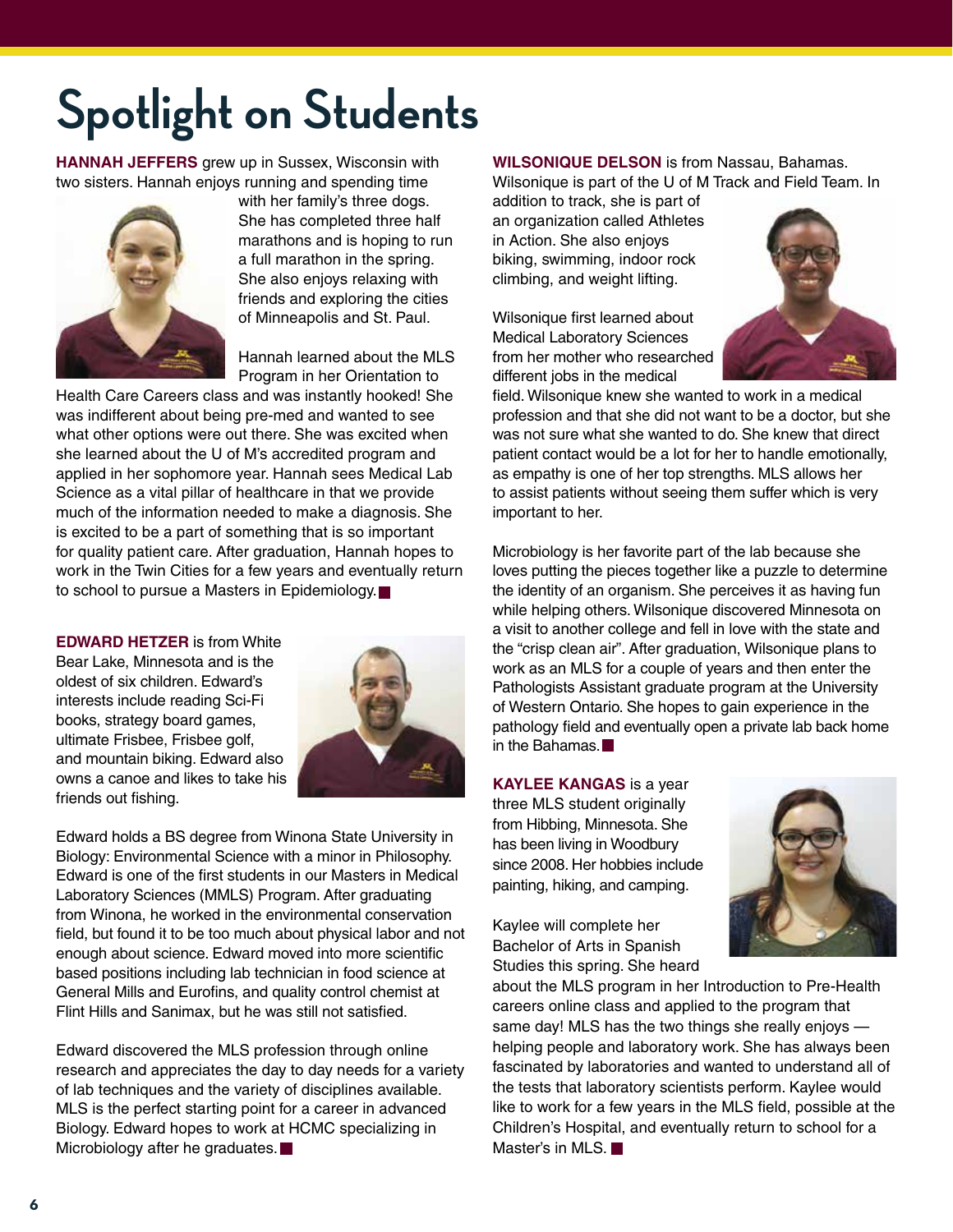# Spotlight on Students

**HANNAH JEFFERS** grew up in Sussex, Wisconsin with two sisters. Hannah enjoys running and spending time with her family's three dogs. She has completed three half marathons and is hoping to run a full marathon in the spring. She also enjoys relaxing with friends and exploring the cities of Minneapolis and St. Paul.

Hannah learned about the MLS Program in her Orientation to Health Care Careers class and was instantly hooked! She was indifferent about being pre-med and wanted to see what other options were out there. She was excited when she learned about the U of M's accredited program and applied in her sophomore year. Hannah sees Medical Lab Science as a vital pillar of healthcare in that we provide much of the information needed to make a diagnosis. She is excited to be a part of something that is so important for quality patient care. After graduation, Hannah hopes to work in the Twin Cities for a few years and eventually return to school to pursue a Masters in Epidemiology.

**EDWARD HETZER** is from White Bear Lake, Minnesota and is the oldest of six children. Edward's interests include reading Sci-Fi books, strategy board games, ultimate Frisbee, Frisbee golf, and mountain biking. Edward also owns a canoe and likes to take his friends out fishing.

Edward holds a BS degree from Winona State University in Biology: Environmental Science with a minor in Philosophy. Edward is one of the first students in our Masters in Medical Laboratory Sciences (MMLS) Program. After graduating from Winona, he worked in the environmental conservation field, but found it to be too much about physical labor and not enough about science. Edward moved into more scientific based positions including lab technician in food science at General Mills and Eurofins, and quality control chemist at Flint Hills and Sanimax, but he was still not satisfied.

Edward discovered the MLS profession through online research and appreciates the day to day needs for a variety of lab techniques and the variety of disciplines available. MLS is the perfect starting point for a career in advanced Biology. Edward hopes to work at HCMC specializing in Microbiology after he graduates.

**WILSONIQUE DELSON** is from Nassau, Bahamas. Wilsonique is part of the U of M Track and Field Team. In addition to track, she is part of an organization called Athletes in Action. She also enjoys biking, swimming, indoor rock climbing, and weight lifting.

Wilsonique first learned about Medical Laboratory Sciences from her mother who researched different jobs in the medical field. Wilsonique knew she wanted to work in a medical profession and that she did not want to be a doctor, but she was not sure what she wanted to do. She knew that direct patient contact would be a lot for her to handle emotionally, as empathy is one of her top strengths. MLS allows her to assist patients without seeing them suffer which is very important to her.

Microbiology is her favorite part of the lab because she loves putting the pieces together like a puzzle to determine the identity of an organism. She perceives it as having fun while helping others. Wilsonique discovered Minnesota on a visit to another college and fell in love with the state and the "crisp clean air". After graduation, Wilsonique plans to work as an MLS for a couple of years and then enter the Pathologists Assistant graduate program at the University of Western Ontario. She hopes to gain experience in the pathology field and eventually open a private lab back home in the Bahamas.

**KAYLEE KANGAS** is a year three MLS student originally from Hibbing, Minnesota. She has been living in Woodbury since 2008. Her hobbies include painting, hiking, and camping.

Kaylee will complete her Bachelor of Arts in Spanish Studies this spring. She heard about the MLS program in her Introduction to Pre-Health careers online class and applied to the program that same day! MLS has the two things she really enjoys — helping people and laboratory work. She has always been fascinated by laboratories and wanted to understand all of the tests that laboratory scientists perform. Kaylee would like to work for a few years in the MLS field, possible at the Children's Hospital, and eventually return to school for a Master's in MLS.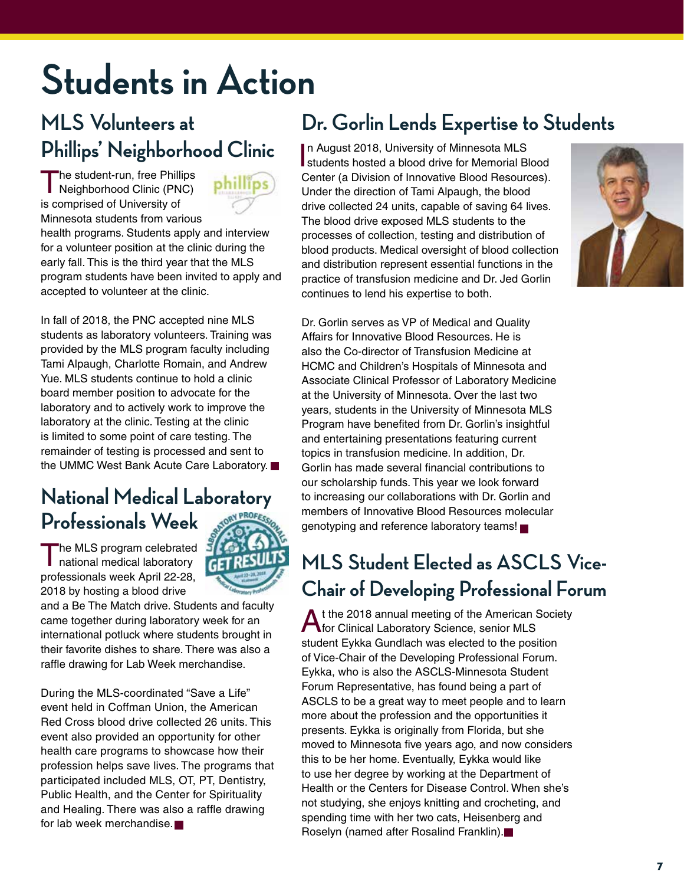# Students in Action

## MLS Volunteers at Phillips' Neighborhood Clinic

The student-run, free Phillips Neighborhood Clinic (PNC) is comprised of University of Minnesota students from various health programs. Students apply and interview for a volunteer position at the clinic during the early fall. This is the third year that the MLS program students have been invited to apply and accepted to volunteer at the clinic.

In fall of 2018, the PNC accepted nine MLS students as laboratory volunteers. Training was provided by the MLS program faculty including Tami Alpaugh, Charlotte Romain, and Andrew Yue. MLS students continue to hold a clinic board member position to advocate for the laboratory and to actively work to improve the laboratory at the clinic. Testing at the clinic is limited to some point of care testing. The remainder of testing is processed and sent to the UMMC West Bank Acute Care Laboratory.

## National Medical Laboratory Professionals Week

The MLS program celebrated national medical laboratory professionals week April 22-28, 2018 by hosting a blood drive and a Be The Match drive. Students and faculty came together during laboratory week for an international potluck where students brought in their favorite dishes to share. There was also a raffle drawing for Lab Week merchandise.

During the MLS-coordinated "Save a Life" event held in Coffman Union, the American Red Cross blood drive collected 26 units. This event also provided an opportunity for other health care programs to showcase how their profession helps save lives. The programs that participated included MLS, OT, PT, Dentistry, Public Health, and the Center for Spirituality and Healing. There was also a raffle drawing for lab week merchandise.

## Dr. Gorlin Lends Expertise to Students

In August 2018, University of Minnesota MLS students hosted a blood drive for Memorial Blood Center (a Division of Innovative Blood Resources). Under the direction of Tami Alpaugh, the blood drive collected 24 units, capable of saving 64 lives. The blood drive exposed MLS students to the processes of collection, testing and distribution of blood products. Medical oversight of blood collection and distribution represent essential functions in the practice of transfusion medicine and Dr. Jed Gorlin continues to lend his expertise to both.

Dr. Gorlin serves as VP of Medical and Quality Affairs for Innovative Blood Resources. He is also the Co-director of Transfusion Medicine at HCMC and Children's Hospitals of Minnesota and Associate Clinical Professor of Laboratory Medicine at the University of Minnesota. Over the last two years, students in the University of Minnesota MLS Program have benefited from Dr. Gorlin's insightful and entertaining presentations featuring current topics in transfusion medicine. In addition, Dr. Gorlin has made several financial contributions to our scholarship funds. This year we look forward to increasing our collaborations with Dr. Gorlin and members of Innovative Blood Resources molecular genotyping and reference laboratory teams!

## MLS Student Elected as ASCLS Vice-Chair of Developing Professional Forum

At the 2018 annual meeting of the American Society for Clinical Laboratory Science, senior MLS student Eykka Gundlach was elected to the position of Vice-Chair of the Developing Professional Forum. Eykka, who is also the ASCLS-Minnesota Student Forum Representative, has found being a part of ASCLS to be a great way to meet people and to learn more about the profession and the opportunities it presents. Eykka is originally from Florida, but she moved to Minnesota five years ago, and now considers this to be her home. Eventually, Eykka would like to use her degree by working at the Department of Health or the Centers for Disease Control. When she's not studying, she enjoys knitting and crocheting, and spending time with her two cats, Heisenberg and Roselyn (named after Rosalind Franklin).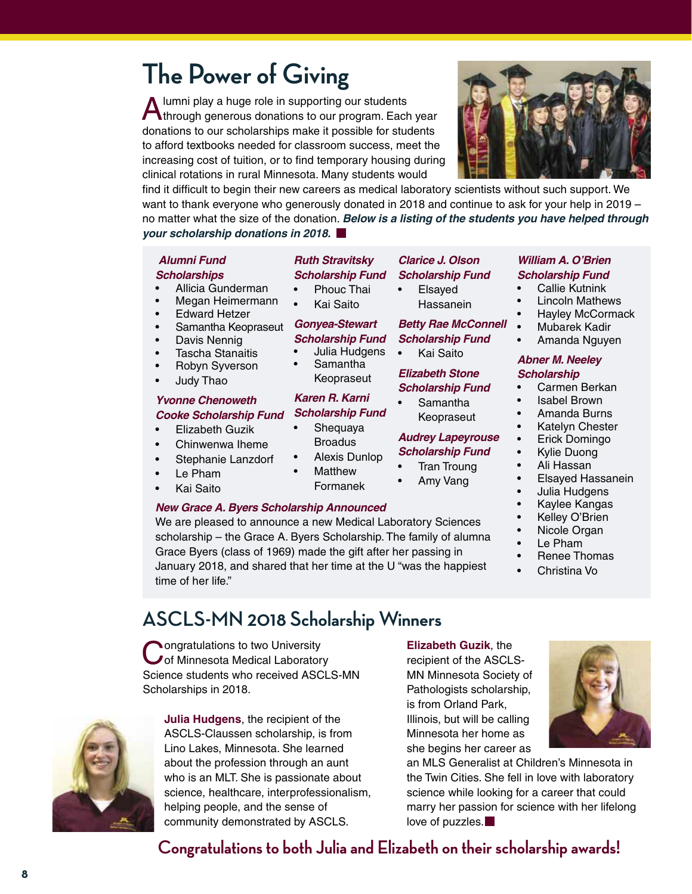# The Power of Giving

Alumni play a huge role in supporting our students through generous donations to our program. Each year donations to our scholarships make it possible for students to afford textbooks needed for classroom success, meet the increasing cost of tuition, or to find temporary housing during clinical rotations in rural Minnesota. Many students would find it difficult to begin their new careers as medical laboratory scientists without such support. We want to thank everyone who generously donated in 2018 and continue to ask for your help in 2019 – no matter what the size of the donation. ***Below is a listing of the students you have helped through your scholarship donations in 2018.***

***Alumni Fund Scholarships***

- Allicia Gunderman
- Megan Heimermann
- Edward Hetzer
- Samantha Keopraseut
- Davis Nennig
- Tascha Stanaitis
- Robyn Syverson
- Judy Thao

***Yvonne Chenoweth Cooke Scholarship Fund***

- Elizabeth Guzik
- Chinwenwa Iheme
- Stephanie Lanzdorf
- Le Pham
- Kai Saito

***Ruth Stravitsky Scholarship Fund***

- Phouc Thai
- Kai Saito

***Gonyea-Stewart Scholarship Fund***

- Julia Hudgens
- Samantha Keopraseut

***Karen R. Karni Scholarship Fund***

- Shequaya Broadus
- Alexis Dunlop
- Matthew Formanek

***Clarice J. Olson Scholarship Fund***

- Elsayed Hassanein

***Betty Rae McConnell Scholarship Fund***

- Kai Saito

***Elizabeth Stone Scholarship Fund***

- Samantha Keopraseut

***Audrey Lapeyrouse Scholarship Fund***

- Tran Troung
- Amy Vang

***William A. O'Brien Scholarship Fund***

- Callie Kutnink
- Lincoln Mathews
- Hayley McCormack
- Mubarek Kadir
- Amanda Nguyen

***Abner M. Neeley Scholarship***

- Carmen Berkan
- Isabel Brown
- Amanda Burns
- Katelyn Chester
- Erick Domingo
- Kylie Duong
- Ali Hassan
- Elsayed Hassanein
- Julia Hudgens
- Kaylee Kangas
- Kelley O'Brien
- Nicole Organ
- Le Pham
- Renee Thomas
- Christina Vo

***New Grace A. Byers Scholarship Announced***

We are pleased to announce a new Medical Laboratory Sciences scholarship – the Grace A. Byers Scholarship. The family of alumna Grace Byers (class of 1969) made the gift after her passing in January 2018, and shared that her time at the U "was the happiest time of her life."

## ASCLS-MN 2018 Scholarship Winners

Congratulations to two University of Minnesota Medical Laboratory Science students who received ASCLS-MN Scholarships in 2018.

**Julia Hudgens**, the recipient of the ASCLS-Claussen scholarship, is from Lino Lakes, Minnesota. She learned about the profession through an aunt who is an MLT. She is passionate about science, healthcare, interprofessionalism, helping people, and the sense of community demonstrated by ASCLS.

**Elizabeth Guzik**, the recipient of the ASCLS-MN Minnesota Society of Pathologists scholarship, is from Orland Park, Illinois, but will be calling Minnesota her home as she begins her career as an MLS Generalist at Children's Minnesota in the Twin Cities. She fell in love with laboratory science while looking for a career that could marry her passion for science with her lifelong love of puzzles.

**Congratulations to both Julia and Elizabeth on their scholarship awards!**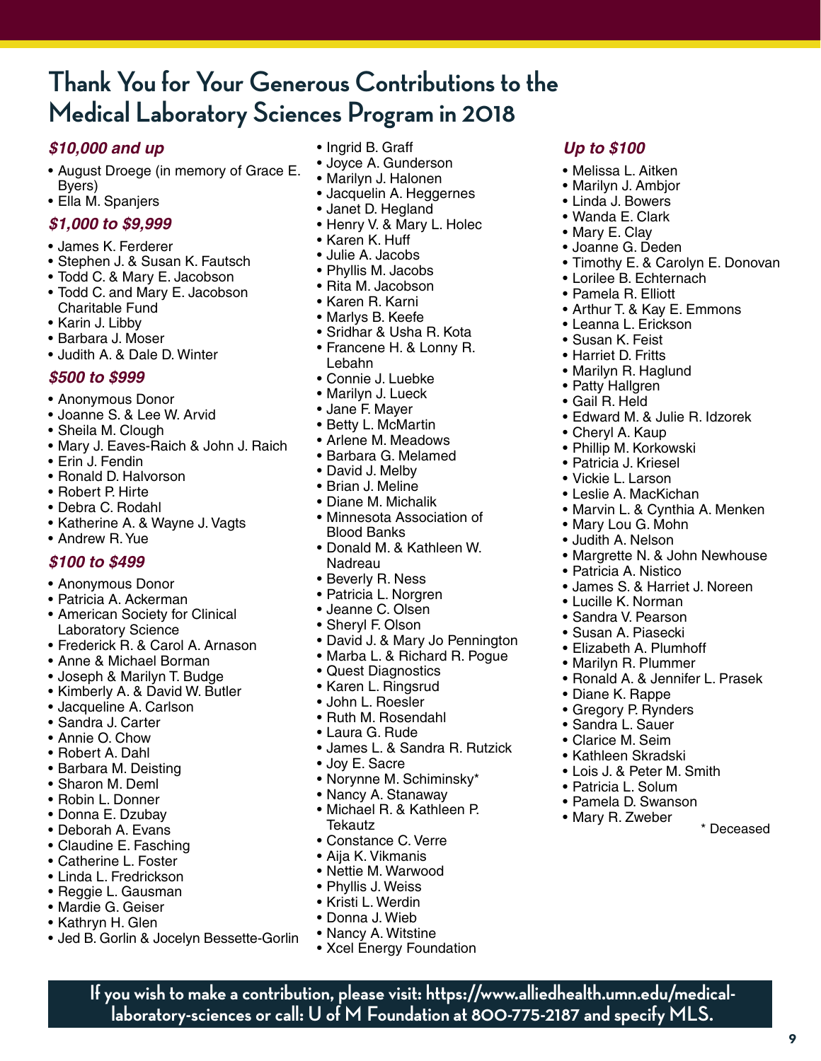# Thank You for Your Generous Contributions to the Medical Laboratory Sciences Program in 2018

### *$10,000 and up*

- August Droege (in memory of Grace E. Byers)
- Ella M. Spanjers

### *$1,000 to $9,999*

- James K. Ferderer
- Stephen J. & Susan K. Fautsch
- Todd C. & Mary E. Jacobson
- Todd C. and Mary E. Jacobson Charitable Fund
- Karin J. Libby
- Barbara J. Moser
- Judith A. & Dale D. Winter

### *$500 to $999*

- Anonymous Donor
- Joanne S. & Lee W. Arvid
- Sheila M. Clough
- Mary J. Eaves-Raich & John J. Raich
- Erin J. Fendin
- Ronald D. Halvorson
- Robert P. Hirte
- Debra C. Rodahl
- Katherine A. & Wayne J. Vagts
- Andrew R. Yue

### *$100 to $499*

- Anonymous Donor
- Patricia A. Ackerman
- American Society for Clinical Laboratory Science
- Frederick R. & Carol A. Arnason
- Anne & Michael Borman
- Joseph & Marilyn T. Budge
- Kimberly A. & David W. Butler
- Jacqueline A. Carlson
- Sandra J. Carter
- Annie O. Chow
- Robert A. Dahl
- Barbara M. Deisting
- Sharon M. Deml
- Robin L. Donner
- Donna E. Dzubay
- Deborah A. Evans
- Claudine E. Fasching
- Catherine L. Foster
- Linda L. Fredrickson
- Reggie L. Gausman
- Mardie G. Geiser
- Kathryn H. Glen
- Jed B. Gorlin & Jocelyn Bessette-Gorlin
- Ingrid B. Graff
- Joyce A. Gunderson
- Marilyn J. Halonen
- Jacquelin A. Heggernes
- Janet D. Hegland
- Henry V. & Mary L. Holec
- Karen K. Huff
- Julie A. Jacobs
- Phyllis M. Jacobs
- Rita M. Jacobson
- Karen R. Karni
- Marlys B. Keefe
- Sridhar & Usha R. Kota
- Francene H. & Lonny R. Lebahn
- Connie J. Luebke
- Marilyn J. Lueck
- Jane F. Mayer
- Betty L. McMartin
- Arlene M. Meadows
- Barbara G. Melamed
- David J. Melby
- Brian J. Meline
- Diane M. Michalik
- Minnesota Association of Blood Banks
- Donald M. & Kathleen W. Nadreau
- Beverly R. Ness
- Patricia L. Norgren
- Jeanne C. Olsen
- Sheryl F. Olson
- David J. & Mary Jo Pennington
- Marba L. & Richard R. Pogue
- Quest Diagnostics
- Karen L. Ringsrud
- John L. Roesler
- Ruth M. Rosendahl
- Laura G. Rude
- James L. & Sandra R. Rutzick
- Joy E. Sacre
- Norynne M. Schiminsky*
- Nancy A. Stanaway
- Michael R. & Kathleen P. Tekautz
- Constance C. Verre
- Aija K. Vikmanis
- Nettie M. Warwood
- Phyllis J. Weiss
- Kristi L. Werdin
- Donna J. Wieb
- Nancy A. Witstine
- Xcel Energy Foundation

### *Up to $100*

- Melissa L. Aitken
- Marilyn J. Ambjor
- Linda J. Bowers
- Wanda E. Clark
- Mary E. Clay
- Joanne G. Deden
- Timothy E. & Carolyn E. Donovan
- Lorilee B. Echternach
- Pamela R. Elliott
- Arthur T. & Kay E. Emmons
- Leanna L. Erickson
- Susan K. Feist
- Harriet D. Fritts
- Marilyn R. Haglund
- Patty Hallgren
- Gail R. Held
- Edward M. & Julie R. Idzorek
- Cheryl A. Kaup
- Phillip M. Korkowski
- Patricia J. Kriesel
- Vickie L. Larson
- Leslie A. MacKichan
- Marvin L. & Cynthia A. Menken
- Mary Lou G. Mohn
- Judith A. Nelson
- Margrette N. & John Newhouse
- Patricia A. Nistico
- James S. & Harriet J. Noreen
- Lucille K. Norman
- Sandra V. Pearson
- Susan A. Piasecki
- Elizabeth A. Plumhoff
- Marilyn R. Plummer
- Ronald A. & Jennifer L. Prasek
- Diane K. Rappe
- Gregory P. Rynders
- Sandra L. Sauer
- Clarice M. Seim
- Kathleen Skradski
- Lois J. & Peter M. Smith
- Patricia L. Solum
- Pamela D. Swanson
- Mary R. Zweber

\* Deceased

**If you wish to make a contribution, please visit: https://www.alliedhealth.umn.edu/medical-laboratory-sciences or call: U of M Foundation at 800-775-2187 and specify MLS.**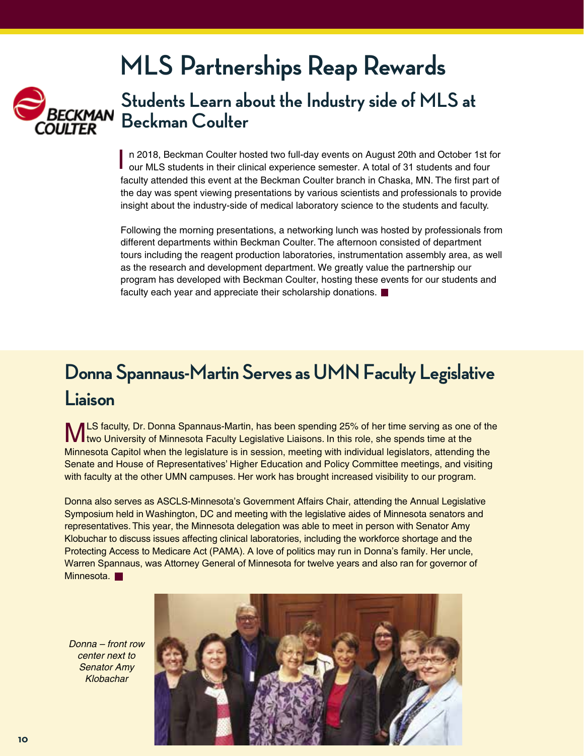# MLS Partnerships Reap Rewards

## Students Learn about the Industry side of MLS at Beckman Coulter

In 2018, Beckman Coulter hosted two full-day events on August 20th and October 1st for our MLS students in their clinical experience semester. A total of 31 students and four faculty attended this event at the Beckman Coulter branch in Chaska, MN. The first part of the day was spent viewing presentations by various scientists and professionals to provide insight about the industry-side of medical laboratory science to the students and faculty.

Following the morning presentations, a networking lunch was hosted by professionals from different departments within Beckman Coulter. The afternoon consisted of department tours including the reagent production laboratories, instrumentation assembly area, as well as the research and development department. We greatly value the partnership our program has developed with Beckman Coulter, hosting these events for our students and faculty each year and appreciate their scholarship donations.

## Donna Spannaus-Martin Serves as UMN Faculty Legislative Liaison

MLS faculty, Dr. Donna Spannaus-Martin, has been spending 25% of her time serving as one of the two University of Minnesota Faculty Legislative Liaisons. In this role, she spends time at the Minnesota Capitol when the legislature is in session, meeting with individual legislators, attending the Senate and House of Representatives' Higher Education and Policy Committee meetings, and visiting with faculty at the other UMN campuses. Her work has brought increased visibility to our program.

Donna also serves as ASCLS-Minnesota's Government Affairs Chair, attending the Annual Legislative Symposium held in Washington, DC and meeting with the legislative aides of Minnesota senators and representatives. This year, the Minnesota delegation was able to meet in person with Senator Amy Klobuchar to discuss issues affecting clinical laboratories, including the workforce shortage and the Protecting Access to Medicare Act (PAMA). A love of politics may run in Donna's family. Her uncle, Warren Spannaus, was Attorney General of Minnesota for twelve years and also ran for governor of Minnesota.

*Donna – front row center next to Senator Amy Klobachar*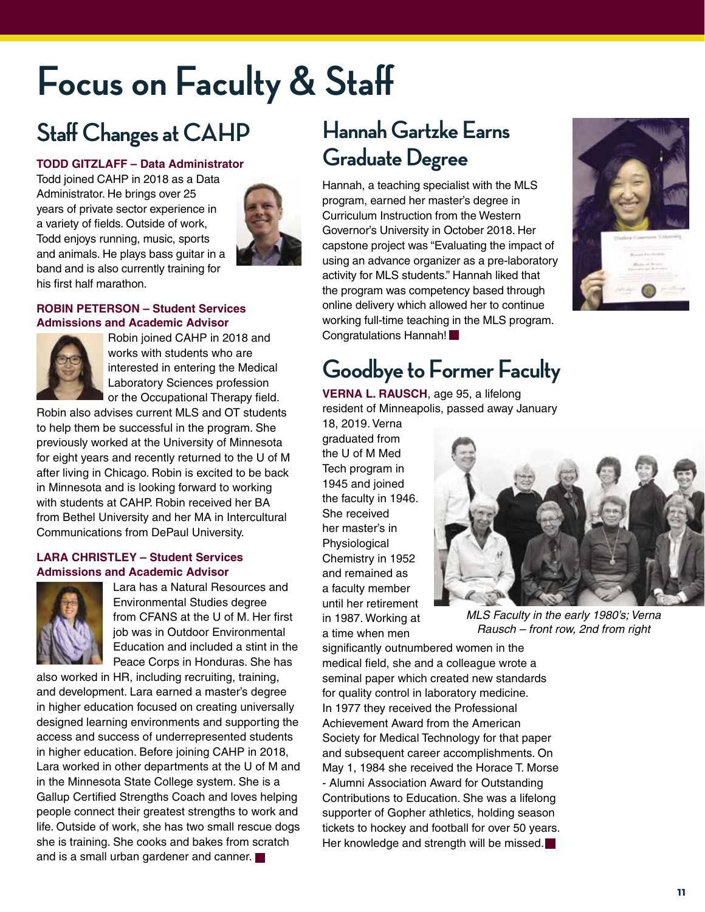# Focus on Faculty & Staff

## Staff Changes at CAHP

**TODD GITZLAFF – Data Administrator**

Todd joined CAHP in 2018 as a Data Administrator. He brings over 25 years of private sector experience in a variety of fields. Outside of work, Todd enjoys running, music, sports and animals. He plays bass guitar in a band and is also currently training for his first half marathon.

**ROBIN PETERSON – Student Services Admissions and Academic Advisor**

Robin joined CAHP in 2018 and works with students who are interested in entering the Medical Laboratory Sciences profession or the Occupational Therapy field. Robin also advises current MLS and OT students to help them be successful in the program. She previously worked at the University of Minnesota for eight years and recently returned to the U of M after living in Chicago. Robin is excited to be back in Minnesota and is looking forward to working with students at CAHP. Robin received her BA from Bethel University and her MA in Intercultural Communications from DePaul University.

**LARA CHRISTLEY – Student Services Admissions and Academic Advisor**

Lara has a Natural Resources and Environmental Studies degree from CFANS at the U of M. Her first job was in Outdoor Environmental Education and included a stint in the Peace Corps in Honduras. She has also worked in HR, including recruiting, training, and development. Lara earned a master's degree in higher education focused on creating universally designed learning environments and supporting the access and success of underrepresented students in higher education. Before joining CAHP in 2018, Lara worked in other departments at the U of M and in the Minnesota State College system. She is a Gallup Certified Strengths Coach and loves helping people connect their greatest strengths to work and life. Outside of work, she has two small rescue dogs she is training. She cooks and bakes from scratch and is a small urban gardener and canner.

## Hannah Gartzke Earns Graduate Degree

Hannah, a teaching specialist with the MLS program, earned her master's degree in Curriculum Instruction from the Western Governor's University in October 2018. Her capstone project was "Evaluating the impact of using an advance organizer as a pre-laboratory activity for MLS students." Hannah liked that the program was competency based through online delivery which allowed her to continue working full-time teaching in the MLS program. Congratulations Hannah!

## Goodbye to Former Faculty

**VERNA L. RAUSCH**, age 95, a lifelong resident of Minneapolis, passed away January 18, 2019. Verna graduated from the U of M Med Tech program in 1945 and joined the faculty in 1946. She received her master's in Physiological Chemistry in 1952 and remained as a faculty member until her retirement in 1987. Working at a time when men significantly outnumbered women in the medical field, she and a colleague wrote a seminal paper which created new standards for quality control in laboratory medicine. In 1977 they received the Professional Achievement Award from the American Society for Medical Technology for that paper and subsequent career accomplishments. On May 1, 1984 she received the Horace T. Morse - Alumni Association Award for Outstanding Contributions to Education. She was a lifelong supporter of Gopher athletics, holding season tickets to hockey and football for over 50 years. Her knowledge and strength will be missed.

*MLS Faculty in the early 1980's; Verna Rausch – front row, 2nd from right*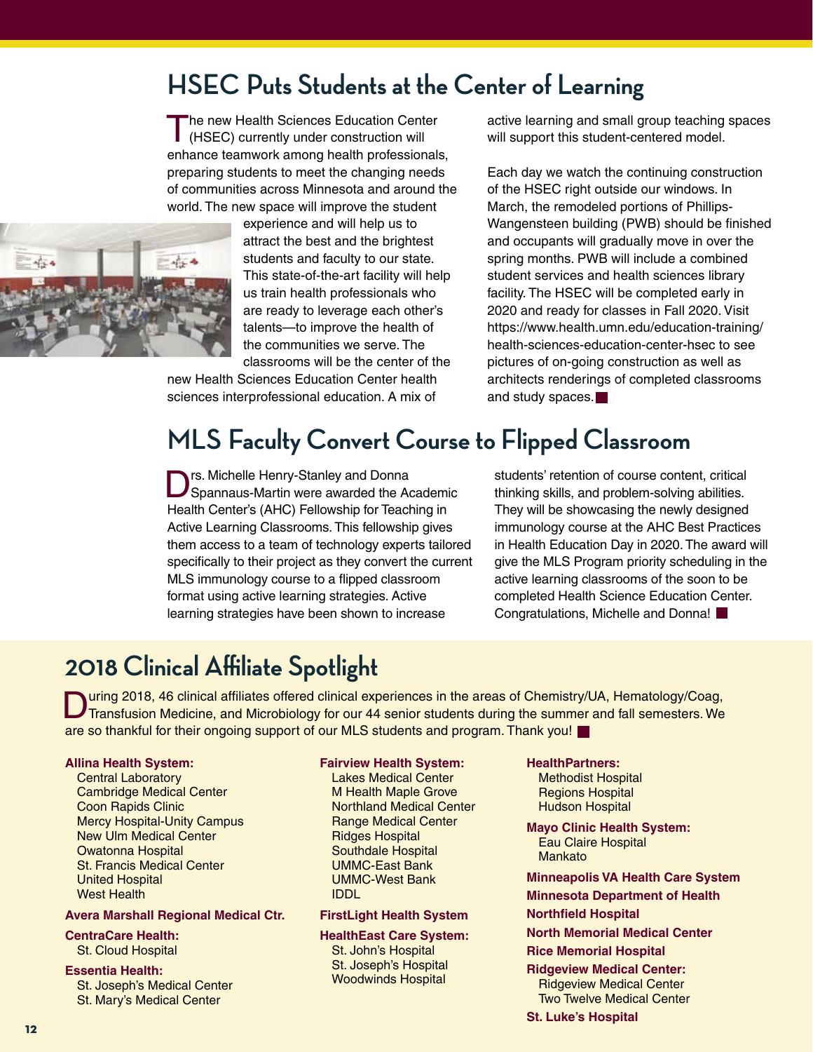## HSEC Puts Students at the Center of Learning

The new Health Sciences Education Center (HSEC) currently under construction will enhance teamwork among health professionals, preparing students to meet the changing needs of communities across Minnesota and around the world. The new space will improve the student experience and will help us to attract the best and the brightest students and faculty to our state. This state-of-the-art facility will help us train health professionals who are ready to leverage each other's talents—to improve the health of the communities we serve. The classrooms will be the center of the new Health Sciences Education Center health sciences interprofessional education. A mix of active learning and small group teaching spaces will support this student-centered model.

Each day we watch the continuing construction of the HSEC right outside our windows. In March, the remodeled portions of Phillips-Wangensteen building (PWB) should be finished and occupants will gradually move in over the spring months. PWB will include a combined student services and health sciences library facility. The HSEC will be completed early in 2020 and ready for classes in Fall 2020. Visit https://www.health.umn.edu/education-training/health-sciences-education-center-hsec to see pictures of on-going construction as well as architects renderings of completed classrooms and study spaces.

## MLS Faculty Convert Course to Flipped Classroom

Drs. Michelle Henry-Stanley and Donna Spannaus-Martin were awarded the Academic Health Center's (AHC) Fellowship for Teaching in Active Learning Classrooms. This fellowship gives them access to a team of technology experts tailored specifically to their project as they convert the current MLS immunology course to a flipped classroom format using active learning strategies. Active learning strategies have been shown to increase students' retention of course content, critical thinking skills, and problem-solving abilities. They will be showcasing the newly designed immunology course at the AHC Best Practices in Health Education Day in 2020. The award will give the MLS Program priority scheduling in the active learning classrooms of the soon to be completed Health Science Education Center. Congratulations, Michelle and Donna!

## 2018 Clinical Affiliate Spotlight

During 2018, 46 clinical affiliates offered clinical experiences in the areas of Chemistry/UA, Hematology/Coag, Transfusion Medicine, and Microbiology for our 44 senior students during the summer and fall semesters. We are so thankful for their ongoing support of our MLS students and program. Thank you!

**Allina Health System:**
- Central Laboratory
- Cambridge Medical Center
- Coon Rapids Clinic
- Mercy Hospital-Unity Campus
- New Ulm Medical Center
- Owatonna Hospital
- St. Francis Medical Center
- United Hospital
- West Health

**Avera Marshall Regional Medical Ctr.**

**CentraCare Health:**
- St. Cloud Hospital

**Essentia Health:**
- St. Joseph's Medical Center
- St. Mary's Medical Center

**Fairview Health System:**
- Lakes Medical Center
- M Health Maple Grove
- Northland Medical Center
- Range Medical Center
- Ridges Hospital
- Southdale Hospital
- UMMC-East Bank
- UMMC-West Bank
- IDDL

**FirstLight Health System**

**HealthEast Care System:**
- St. John's Hospital
- St. Joseph's Hospital
- Woodwinds Hospital

**HealthPartners:**
- Methodist Hospital
- Regions Hospital
- Hudson Hospital

**Mayo Clinic Health System:**
- Eau Claire Hospital
- Mankato

**Minneapolis VA Health Care System**

**Minnesota Department of Health**

**Northfield Hospital**

**North Memorial Medical Center**

**Rice Memorial Hospital**

**Ridgeview Medical Center:**
- Ridgeview Medical Center
- Two Twelve Medical Center

**St. Luke's Hospital**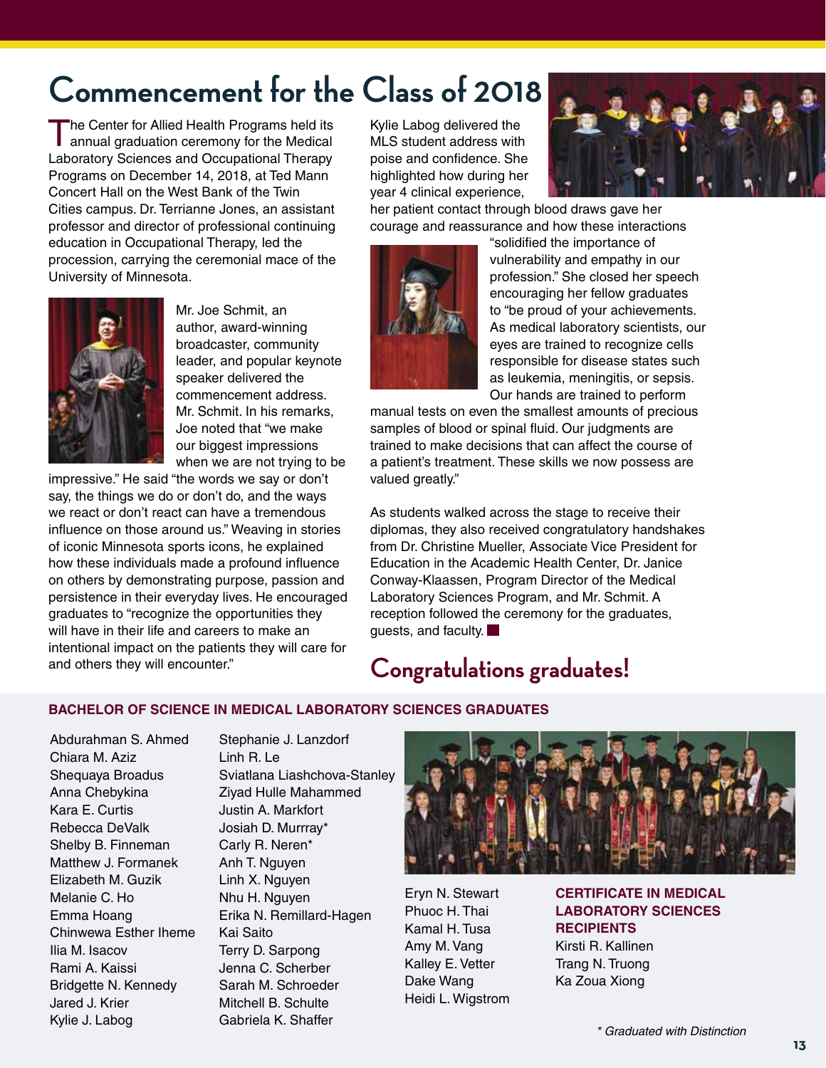# Commencement for the Class of 2018

The Center for Allied Health Programs held its annual graduation ceremony for the Medical Laboratory Sciences and Occupational Therapy Programs on December 14, 2018, at Ted Mann Concert Hall on the West Bank of the Twin Cities campus. Dr. Terrianne Jones, an assistant professor and director of professional continuing education in Occupational Therapy, led the procession, carrying the ceremonial mace of the University of Minnesota.

Mr. Joe Schmit, an author, award-winning broadcaster, community leader, and popular keynote speaker delivered the commencement address. Mr. Schmit. In his remarks, Joe noted that "we make our biggest impressions when we are not trying to be impressive." He said "the words we say or don't say, the things we do or don't do, and the ways we react or don't react can have a tremendous influence on those around us." Weaving in stories of iconic Minnesota sports icons, he explained how these individuals made a profound influence on others by demonstrating purpose, passion and persistence in their everyday lives. He encouraged graduates to "recognize the opportunities they will have in their life and careers to make an intentional impact on the patients they will care for and others they will encounter."

Kylie Labog delivered the MLS student address with poise and confidence. She highlighted how during her year 4 clinical experience, her patient contact through blood draws gave her courage and reassurance and how these interactions "solidified the importance of vulnerability and empathy in our profession." She closed her speech encouraging her fellow graduates to "be proud of your achievements. As medical laboratory scientists, our eyes are trained to recognize cells responsible for disease states such as leukemia, meningitis, or sepsis. Our hands are trained to perform manual tests on even the smallest amounts of precious samples of blood or spinal fluid. Our judgments are trained to make decisions that can affect the course of a patient's treatment. These skills we now possess are valued greatly."

As students walked across the stage to receive their diplomas, they also received congratulatory handshakes from Dr. Christine Mueller, Associate Vice President for Education in the Academic Health Center, Dr. Janice Conway-Klaassen, Program Director of the Medical Laboratory Sciences Program, and Mr. Schmit. A reception followed the ceremony for the graduates, guests, and faculty. ■

## Congratulations graduates!

### BACHELOR OF SCIENCE IN MEDICAL LABORATORY SCIENCES GRADUATES

Abdurahman S. Ahmed
Chiara M. Aziz
Shequaya Broadus
Anna Chebykina
Kara E. Curtis
Rebecca DeValk
Shelby B. Finneman
Matthew J. Formanek
Elizabeth M. Guzik
Melanie C. Ho
Emma Hoang
Chinwewa Esther Iheme
Ilia M. Isacov
Rami A. Kaissi
Bridgette N. Kennedy
Jared J. Krier
Kylie J. Labog
Stephanie J. Lanzdorf
Linh R. Le
Sviatlana Liashchova-Stanley
Ziyad Hulle Mahammed
Justin A. Markfort
Josiah D. Murrray*
Carly R. Neren*
Anh T. Nguyen
Linh X. Nguyen
Nhu H. Nguyen
Erika N. Remillard-Hagen
Kai Saito
Terry D. Sarpong
Jenna C. Scherber
Sarah M. Schroeder
Mitchell B. Schulte
Gabriela K. Shaffer
Eryn N. Stewart
Phuoc H. Thai
Kamal H. Tusa
Amy M. Vang
Kalley E. Vetter
Dake Wang
Heidi L. Wigstrom

### CERTIFICATE IN MEDICAL LABORATORY SCIENCES RECIPIENTS

Kirsti R. Kallinen
Trang N. Truong
Ka Zoua Xiong

*\* Graduated with Distinction*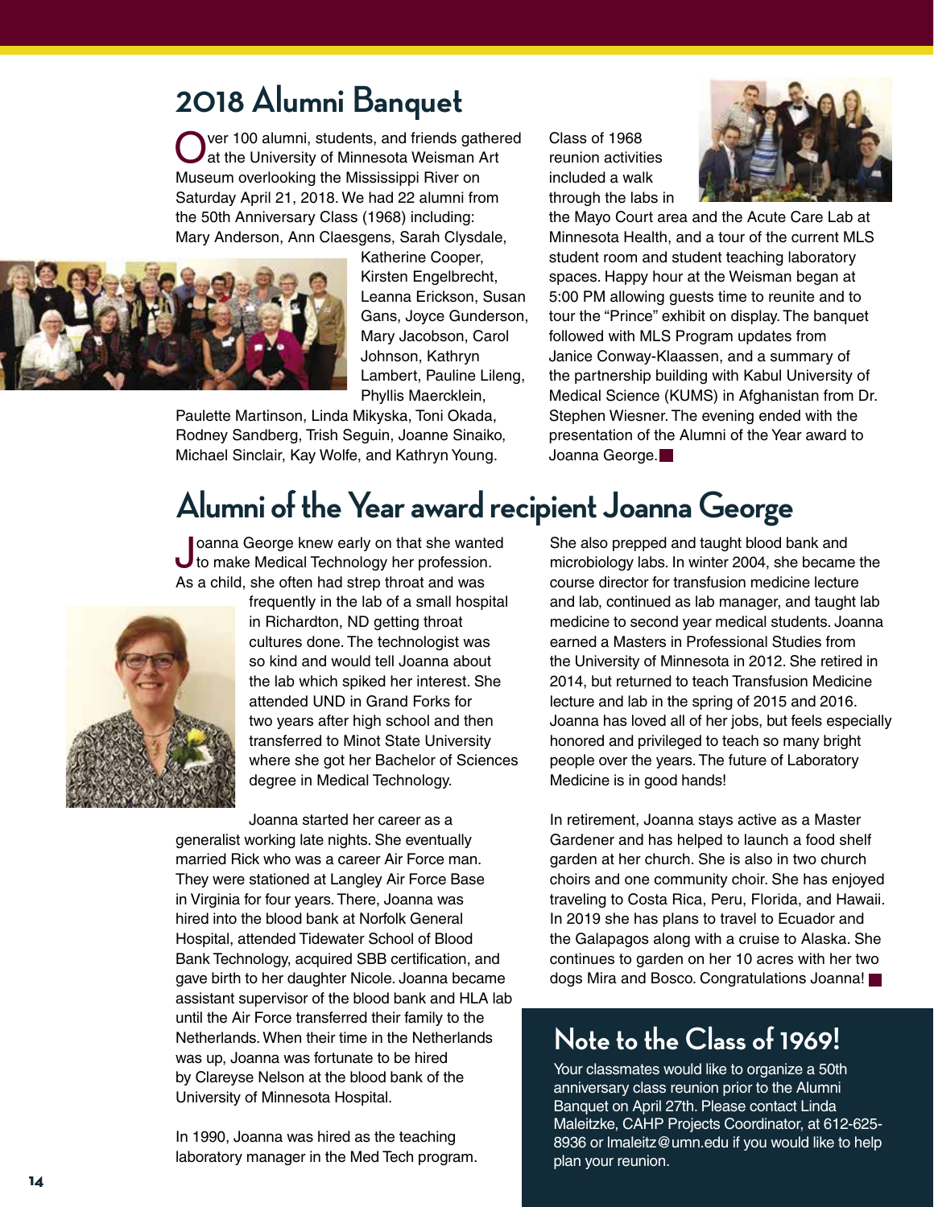# 2018 Alumni Banquet

Over 100 alumni, students, and friends gathered at the University of Minnesota Weisman Art Museum overlooking the Mississippi River on Saturday April 21, 2018. We had 22 alumni from the 50th Anniversary Class (1968) including: Mary Anderson, Ann Claesgens, Sarah Clysdale, Katherine Cooper, Kirsten Engelbrecht, Leanna Erickson, Susan Gans, Joyce Gunderson, Mary Jacobson, Carol Johnson, Kathryn Lambert, Pauline Lileng, Phyllis Maercklein, Paulette Martinson, Linda Mikyska, Toni Okada, Rodney Sandberg, Trish Seguin, Joanne Sinaiko, Michael Sinclair, Kay Wolfe, and Kathryn Young.

Class of 1968 reunion activities included a walk through the labs in the Mayo Court area and the Acute Care Lab at Minnesota Health, and a tour of the current MLS student room and student teaching laboratory spaces. Happy hour at the Weisman began at 5:00 PM allowing guests time to reunite and to tour the "Prince" exhibit on display. The banquet followed with MLS Program updates from Janice Conway-Klaassen, and a summary of the partnership building with Kabul University of Medical Science (KUMS) in Afghanistan from Dr. Stephen Wiesner. The evening ended with the presentation of the Alumni of the Year award to Joanna George.

# Alumni of the Year award recipient Joanna George

Joanna George knew early on that she wanted to make Medical Technology her profession. As a child, she often had strep throat and was frequently in the lab of a small hospital in Richardton, ND getting throat cultures done. The technologist was so kind and would tell Joanna about the lab which spiked her interest. She attended UND in Grand Forks for two years after high school and then transferred to Minot State University where she got her Bachelor of Sciences degree in Medical Technology.

Joanna started her career as a generalist working late nights. She eventually married Rick who was a career Air Force man. They were stationed at Langley Air Force Base in Virginia for four years. There, Joanna was hired into the blood bank at Norfolk General Hospital, attended Tidewater School of Blood Bank Technology, acquired SBB certification, and gave birth to her daughter Nicole. Joanna became assistant supervisor of the blood bank and HLA lab until the Air Force transferred their family to the Netherlands. When their time in the Netherlands was up, Joanna was fortunate to be hired by Clareyse Nelson at the blood bank of the University of Minnesota Hospital.

In 1990, Joanna was hired as the teaching laboratory manager in the Med Tech program. She also prepped and taught blood bank and microbiology labs. In winter 2004, she became the course director for transfusion medicine lecture and lab, continued as lab manager, and taught lab medicine to second year medical students. Joanna earned a Masters in Professional Studies from the University of Minnesota in 2012. She retired in 2014, but returned to teach Transfusion Medicine lecture and lab in the spring of 2015 and 2016. Joanna has loved all of her jobs, but feels especially honored and privileged to teach so many bright people over the years. The future of Laboratory Medicine is in good hands!

In retirement, Joanna stays active as a Master Gardener and has helped to launch a food shelf garden at her church. She is also in two church choirs and one community choir. She has enjoyed traveling to Costa Rica, Peru, Florida, and Hawaii. In 2019 she has plans to travel to Ecuador and the Galapagos along with a cruise to Alaska. She continues to garden on her 10 acres with her two dogs Mira and Bosco. Congratulations Joanna!

## Note to the Class of 1969!

Your classmates would like to organize a 50th anniversary class reunion prior to the Alumni Banquet on April 27th. Please contact Linda Maleitzke, CAHP Projects Coordinator, at 612-625-8936 or lmaleitz@umn.edu if you would like to help plan your reunion.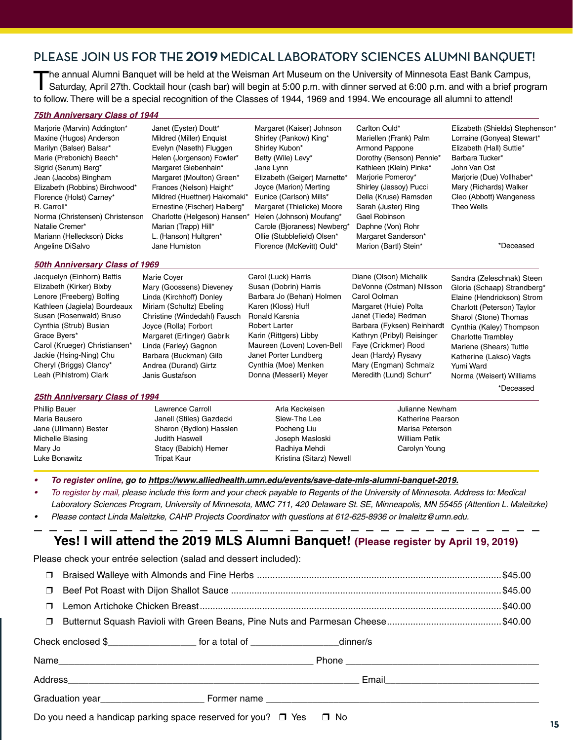## PLEASE JOIN US FOR THE **2019** MEDICAL LABORATORY SCIENCES ALUMNI BANQUET!

The annual Alumni Banquet will be held at the Weisman Art Museum on the University of Minnesota East Bank Campus, Saturday, April 27th. Cocktail hour (cash bar) will begin at 5:00 p.m. with dinner served at 6:00 p.m. and with a brief program to follow. There will be a special recognition of the Classes of 1944, 1969 and 1994. We encourage all alumni to attend!

### *75th Anniversary Class of 1944*

Marjorie (Marvin) Addington*
Maxine (Hugos) Anderson
Marilyn (Balser) Balsar*
Marie (Prebonich) Beech*
Sigrid (Serum) Berg*
Jean (Jacobs) Bingham
Elizabeth (Robbins) Birchwood*
Florence (Holst) Carney*
R. Carroll*
Norma (Christensen) Christenson
Natalie Cremer*
Mariann (Helleckson) Dicks
Angeline DiSalvo
Janet (Eyster) Doutt*
Mildred (Miller) Enquist
Evelyn (Naseth) Fluggen
Helen (Jorgenson) Fowler*
Margaret Giebenhain*
Margaret (Moulton) Green*
Frances (Nelson) Haight*
Mildred (Huettner) Hakomaki*
Ernestine (Fischer) Halberg*
Charlotte (Helgeson) Hansen*
Marian (Trapp) Hill*
L. (Hanson) Hultgren*
Jane Humiston
Margaret (Kaiser) Johnson
Shirley (Pankow) King*
Shirley Kubon*
Betty (Wile) Levy*
Jane Lynn
Elizabeth (Geiger) Marnette*
Joyce (Marion) Merting
Eunice (Carlson) Mills*
Margaret (Thielicke) Moore
Helen (Johnson) Moufang*
Carole (Bjoraness) Newberg*
Ollie (Stubblefield) Olsen*
Florence (McKevitt) Ould*
Carlton Ould*
Mariellen (Frank) Palm
Armond Pappone
Dorothy (Benson) Pennie*
Kathleen (Klein) Pinke*
Marjorie Pomeroy*
Shirley (Jassoy) Pucci
Della (Kruse) Ramsden
Sarah (Juster) Ring
Gael Robinson
Daphne (Von) Rohr
Margaret Sanderson*
Marion (Bartl) Stein*
Elizabeth (Shields) Stephenson*
Lorraine (Gonyea) Stewart*
Elizabeth (Hall) Suttie*
Barbara Tucker*
John Van Ost
Marjorie (Due) Vollhaber*
Mary (Richards) Walker
Cleo (Abbott) Wangeness
Theo Wells

*Deceased

### *50th Anniversary Class of 1969*

Jacquelyn (Einhorn) Battis
Elizabeth (Kirker) Bixby
Lenore (Freeberg) Bolfing
Kathleen (Jagiela) Bourdeaux
Susan (Rosenwald) Bruso
Cynthia (Strub) Busian
Grace Byers*
Carol (Krueger) Christiansen*
Jackie (Hsing-Ning) Chu
Cheryl (Briggs) Clancy*
Leah (Pihlstrom) Clark
Marie Coyer
Mary (Goossens) Dieveney
Linda (Kirchhoff) Donley
Miriam (Schultz) Ebeling
Christine (Windedahl) Fausch
Joyce (Rolla) Forbort
Margaret (Erlinger) Gabrik
Linda (Farley) Gagnon
Barbara (Buckman) Gilb
Andrea (Durand) Girtz
Janis Gustafson
Carol (Luck) Harris
Susan (Dobrin) Harris
Barbara Jo (Behan) Holmen
Karen (Kloss) Huff
Ronald Karsnia
Robert Larter
Karin (Rittgers) Libby
Maureen (Loven) Loven-Bell
Janet Porter Lundberg
Cynthia (Moe) Menken
Donna (Messerli) Meyer
Diane (Olson) Michalik
DeVonne (Ostman) Nilsson
Carol Oolman
Margaret (Huie) Polta
Janet (Tiede) Redman
Barbara (Fyksen) Reinhardt
Kathryn (Pribyl) Reisinger
Faye (Crickmer) Rood
Jean (Hardy) Rysavy
Mary (Engman) Schmalz
Meredith (Lund) Schurr*
Sandra (Zeleschnak) Steen
Gloria (Schaap) Strandberg*
Elaine (Hendrickson) Strom
Charlott (Peterson) Taylor
Sharol (Stone) Thomas
Cynthia (Kaley) Thompson
Charlotte Trambley
Marlene (Shears) Tuttle
Katherine (Lakso) Vagts
Yumi Ward
Norma (Weisert) Williams

*Deceased

### *25th Anniversary Class of 1994*

Phillip Bauer
Maria Bausero
Jane (Ullmann) Bester
Michelle Blasing
Mary Jo
Luke Bonawitz
Lawrence Carroll
Janell (Stiles) Gazdecki
Sharon (Bydlon) Hasslen
Judith Haswell
Stacy (Babich) Hemer
Tripat Kaur
Arla Keckeisen
Siew-The Lee
Pocheng Liu
Joseph Masloski
Radhiya Mehdi
Kristina (Sitarz) Newell
Julianne Newham
Katherine Pearson
Marisa Peterson
William Petik
Carolyn Young

- ***To register online,** go to **https://www.alliedhealth.umn.edu/events/save-date-mls-alumni-banquet-2019.***
- *To register by mail, please include this form and your check payable to Regents of the University of Minnesota. Address to: Medical Laboratory Sciences Program, University of Minnesota, MMC 711, 420 Delaware St. SE, Minneapolis, MN 55455 (Attention L. Maleitzke)*
- *Please contact Linda Maleitzke, CAHP Projects Coordinator with questions at 612-625-8936 or lmaleitz@umn.edu.*

---

## Yes! I will attend the 2019 MLS Alumni Banquet! (Please register by April 19, 2019)

Please check your entrée selection (salad and dessert included):

- ❒ Braised Walleye with Almonds and Fine Herbs ........ $45.00
- ❒ Beef Pot Roast with Dijon Shallot Sauce ........ $45.00
- ❒ Lemon Artichoke Chicken Breast ........ $40.00
- ❒ Butternut Squash Ravioli with Green Beans, Pine Nuts and Parmesan Cheese ........ $40.00

Check enclosed $_________________ for a total of _________________dinner/s

Name_________________________________________________ Phone _____________________________________

Address_________________________________________________________ Email_____________________________

Graduation year____________________ Former name ______________________________________________________

Do you need a handicap parking space reserved for you? ❒ Yes ❒ No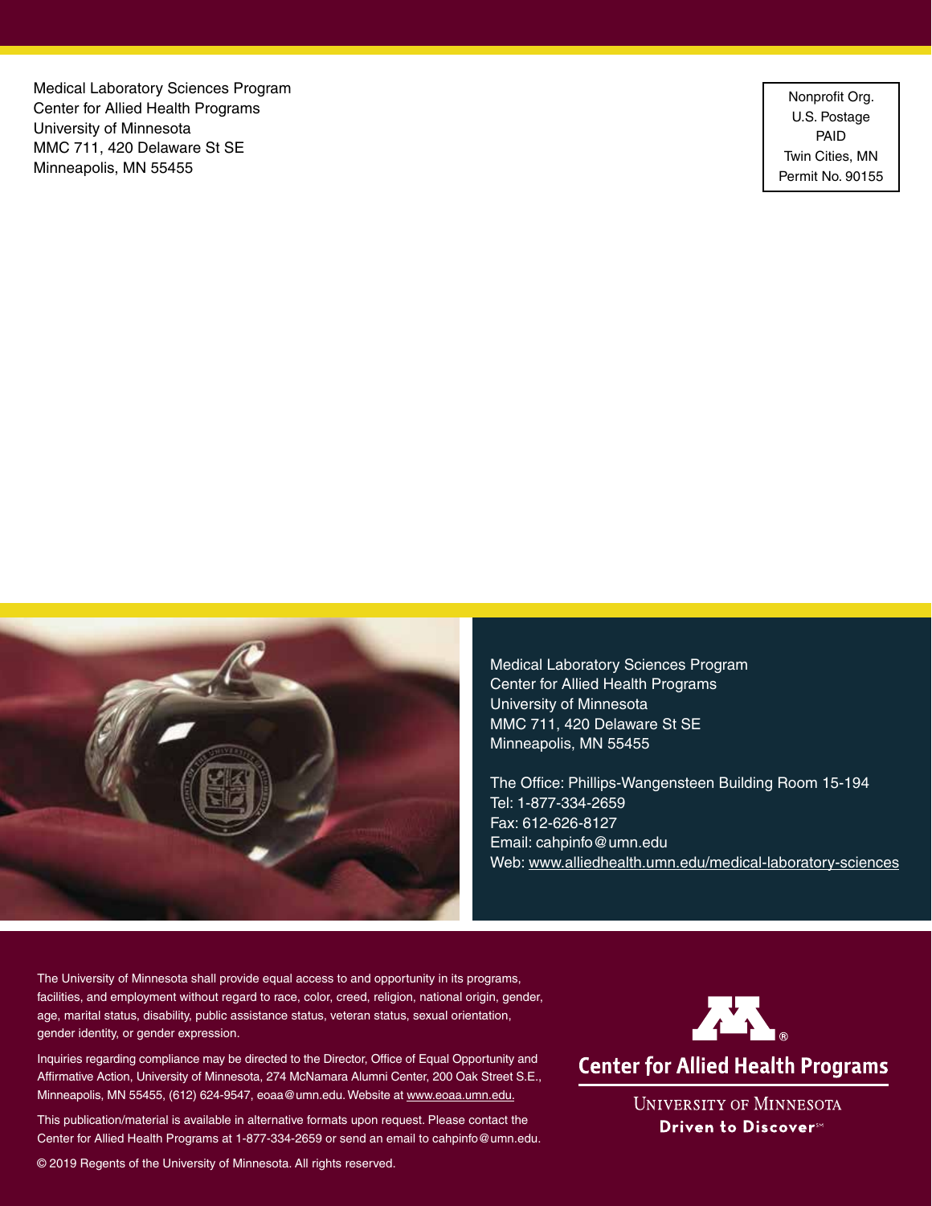Medical Laboratory Sciences Program
Center for Allied Health Programs
University of Minnesota
MMC 711, 420 Delaware St SE
Minneapolis, MN 55455

Nonprofit Org.
U.S. Postage
PAID
Twin Cities, MN
Permit No. 90155

Medical Laboratory Sciences Program
Center for Allied Health Programs
University of Minnesota
MMC 711, 420 Delaware St SE
Minneapolis, MN 55455

The Office: Phillips-Wangensteen Building Room 15-194
Tel: 1-877-334-2659
Fax: 612-626-8127
Email: cahpinfo@umn.edu
Web: www.alliedhealth.umn.edu/medical-laboratory-sciences

The University of Minnesota shall provide equal access to and opportunity in its programs, facilities, and employment without regard to race, color, creed, religion, national origin, gender, age, marital status, disability, public assistance status, veteran status, sexual orientation, gender identity, or gender expression.

Inquiries regarding compliance may be directed to the Director, Office of Equal Opportunity and Affirmative Action, University of Minnesota, 274 McNamara Alumni Center, 200 Oak Street S.E., Minneapolis, MN 55455, (612) 624-9547, eoaa@umn.edu. Website at www.eoaa.umn.edu.

This publication/material is available in alternative formats upon request. Please contact the Center for Allied Health Programs at 1-877-334-2659 or send an email to cahpinfo@umn.edu.

© 2019 Regents of the University of Minnesota. All rights reserved.

**Center for Allied Health Programs**

UNIVERSITY OF MINNESOTA
**Driven to Discover℠**